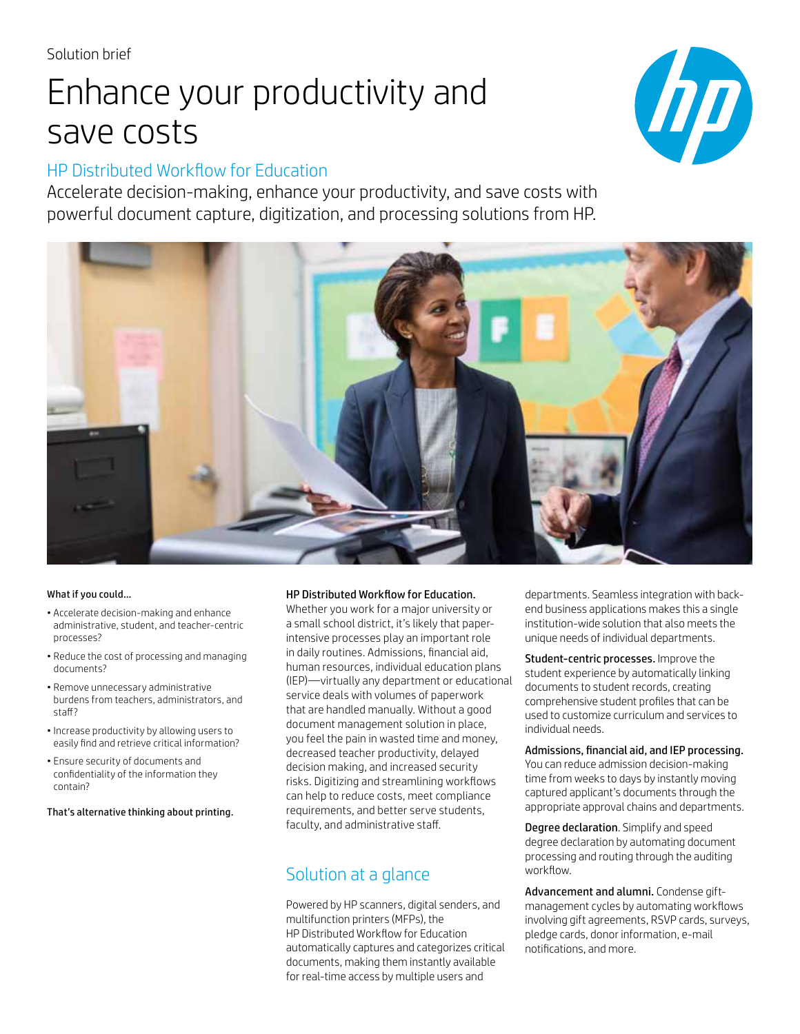Solution brief

# Enhance your productivity and save costs

## HP Distributed Workflow for Education

Accelerate decision-making, enhance your productivity, and save costs with powerful document capture, digitization, and processing solutions from HP.

**What if you could…**

- Accelerate decision-making and enhance administrative, student, and teacher-centric processes?
- Reduce the cost of processing and managing documents?
- Remove unnecessary administrative burdens from teachers, administrators, and staff?
- Increase productivity by allowing users to easily find and retrieve critical information?
- Ensure security of documents and confidentiality of the information they contain?

**That's alternative thinking about printing.**

**HP Distributed Workflow for Education.** Whether you work for a major university or a small school district, it's likely that paper-intensive processes play an important role in daily routines. Admissions, financial aid, human resources, individual education plans (IEP)—virtually any department or educational service deals with volumes of paperwork that are handled manually. Without a good document management solution in place, you feel the pain in wasted time and money, decreased teacher productivity, delayed decision making, and increased security risks. Digitizing and streamlining workflows can help to reduce costs, meet compliance requirements, and better serve students, faculty, and administrative staff.

## Solution at a glance

Powered by HP scanners, digital senders, and multifunction printers (MFPs), the HP Distributed Workflow for Education automatically captures and categorizes critical documents, making them instantly available for real-time access by multiple users and departments. Seamless integration with back-end business applications makes this a single institution-wide solution that also meets the unique needs of individual departments.

**Student-centric processes.** Improve the student experience by automatically linking documents to student records, creating comprehensive student profiles that can be used to customize curriculum and services to individual needs.

**Admissions, financial aid, and IEP processing.** You can reduce admission decision-making time from weeks to days by instantly moving captured applicant's documents through the appropriate approval chains and departments.

**Degree declaration**. Simplify and speed degree declaration by automating document processing and routing through the auditing workflow.

**Advancement and alumni.** Condense gift-management cycles by automating workflows involving gift agreements, RSVP cards, surveys, pledge cards, donor information, e-mail notifications, and more.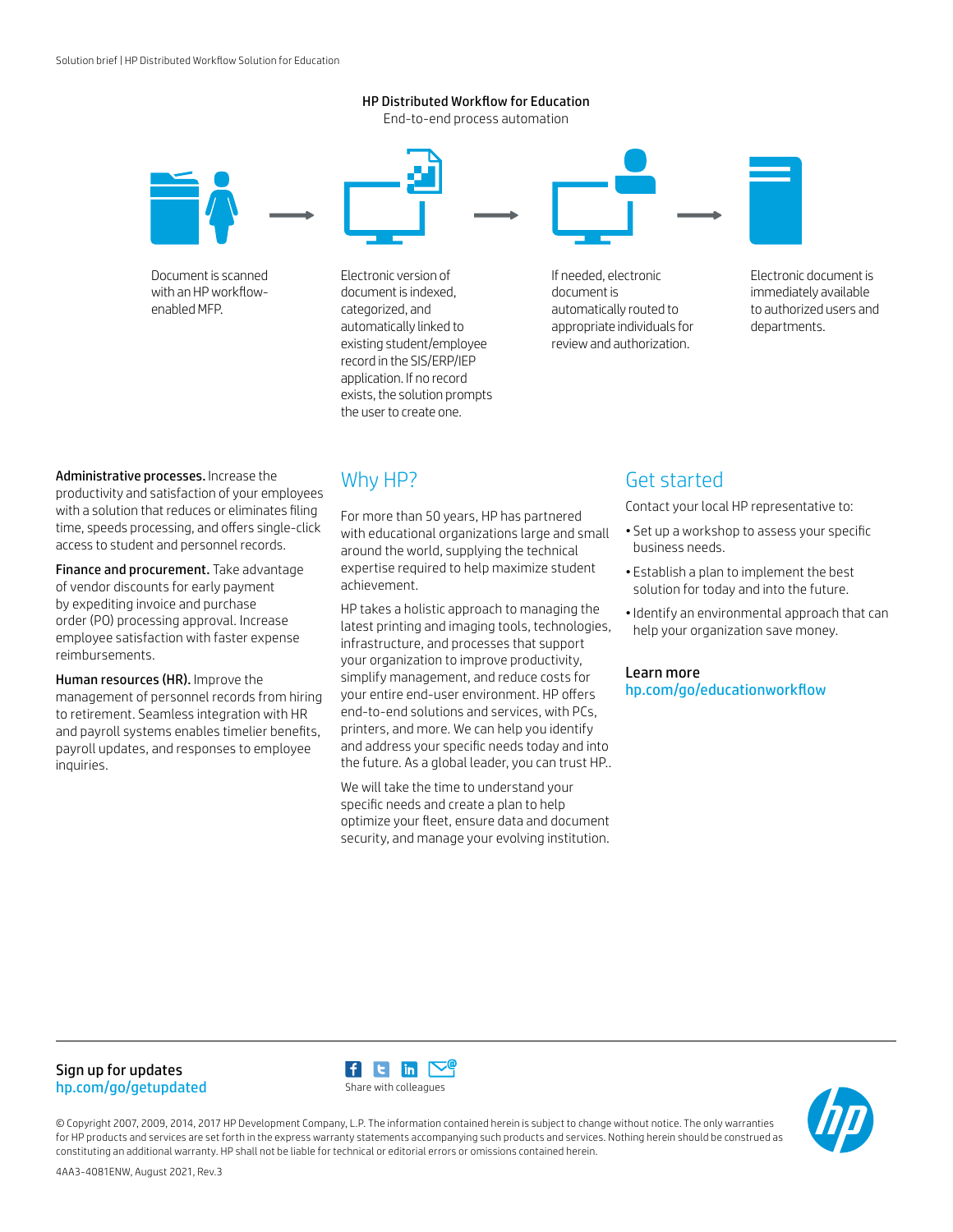**HP Distributed Workflow for Education**

End-to-end process automation

Document is scanned with an HP workflow-enabled MFP.

Electronic version of document is indexed, categorized, and automatically linked to existing student/employee record in the SIS/ERP/IEP application. If no record exists, the solution prompts the user to create one.

If needed, electronic document is automatically routed to appropriate individuals for review and authorization.

Electronic document is immediately available to authorized users and departments.

**Administrative processes.** Increase the productivity and satisfaction of your employees with a solution that reduces or eliminates filing time, speeds processing, and offers single-click access to student and personnel records.

**Finance and procurement.** Take advantage of vendor discounts for early payment by expediting invoice and purchase order (PO) processing approval. Increase employee satisfaction with faster expense reimbursements.

**Human resources (HR).** Improve the management of personnel records from hiring to retirement. Seamless integration with HR and payroll systems enables timelier benefits, payroll updates, and responses to employee inquiries.

## Why HP?

For more than 50 years, HP has partnered with educational organizations large and small around the world, supplying the technical expertise required to help maximize student achievement.

HP takes a holistic approach to managing the latest printing and imaging tools, technologies, infrastructure, and processes that support your organization to improve productivity, simplify management, and reduce costs for your entire end-user environment. HP offers end-to-end solutions and services, with PCs, printers, and more. We can help you identify and address your specific needs today and into the future. As a global leader, you can trust HP..

We will take the time to understand your specific needs and create a plan to help optimize your fleet, ensure data and document security, and manage your evolving institution.

## Get started

Contact your local HP representative to:

- Set up a workshop to assess your specific business needs.
- Establish a plan to implement the best solution for today and into the future.
- Identify an environmental approach that can help your organization save money.

**Learn more**
hp.com/go/educationworkflow

**Sign up for updates**
hp.com/go/getupdated

Share with colleagues

© Copyright 2007, 2009, 2014, 2017 HP Development Company, L.P. The information contained herein is subject to change without notice. The only warranties for HP products and services are set forth in the express warranty statements accompanying such products and services. Nothing herein should be construed as constituting an additional warranty. HP shall not be liable for technical or editorial errors or omissions contained herein.

4AA3-4081ENW, August 2021, Rev.3